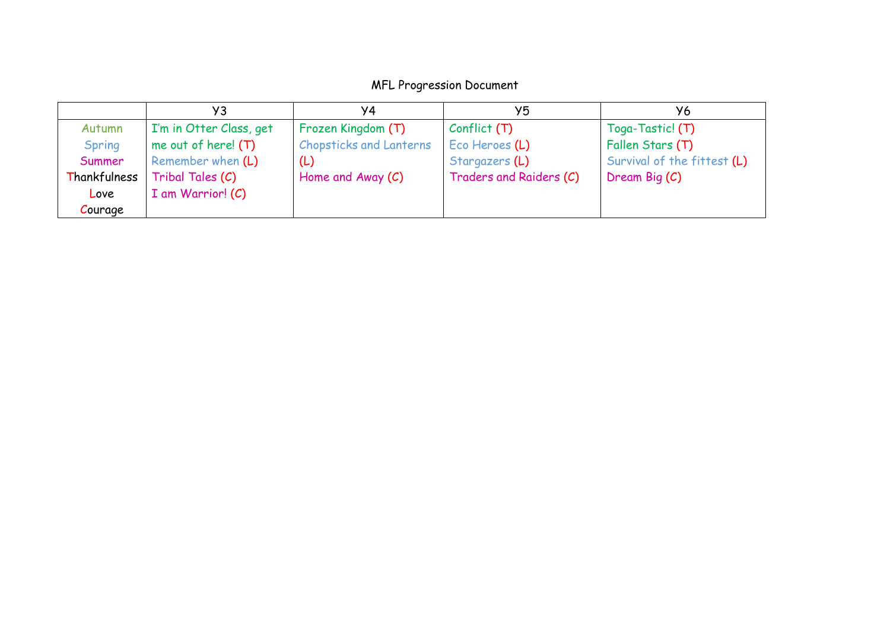# MFL Progression Document

| | Y3 | Y4 | Y5 | Y6 |
|---|---|---|---|---|
| Autumn<br>Spring<br>Summer<br>Thankfulness<br>Love<br>Courage | I'm in Otter Class, get me out of here! (T)<br>Remember when (L)<br>Tribal Tales (C)<br>I am Warrior! (C) | Frozen Kingdom (T)<br>Chopsticks and Lanterns (L)<br>Home and Away (C) | Conflict (T)<br>Eco Heroes (L)<br>Stargazers (L)<br>Traders and Raiders (C) | Toga-Tastic! (T)<br>Fallen Stars (T)<br>Survival of the fittest (L)<br>Dream Big (C) |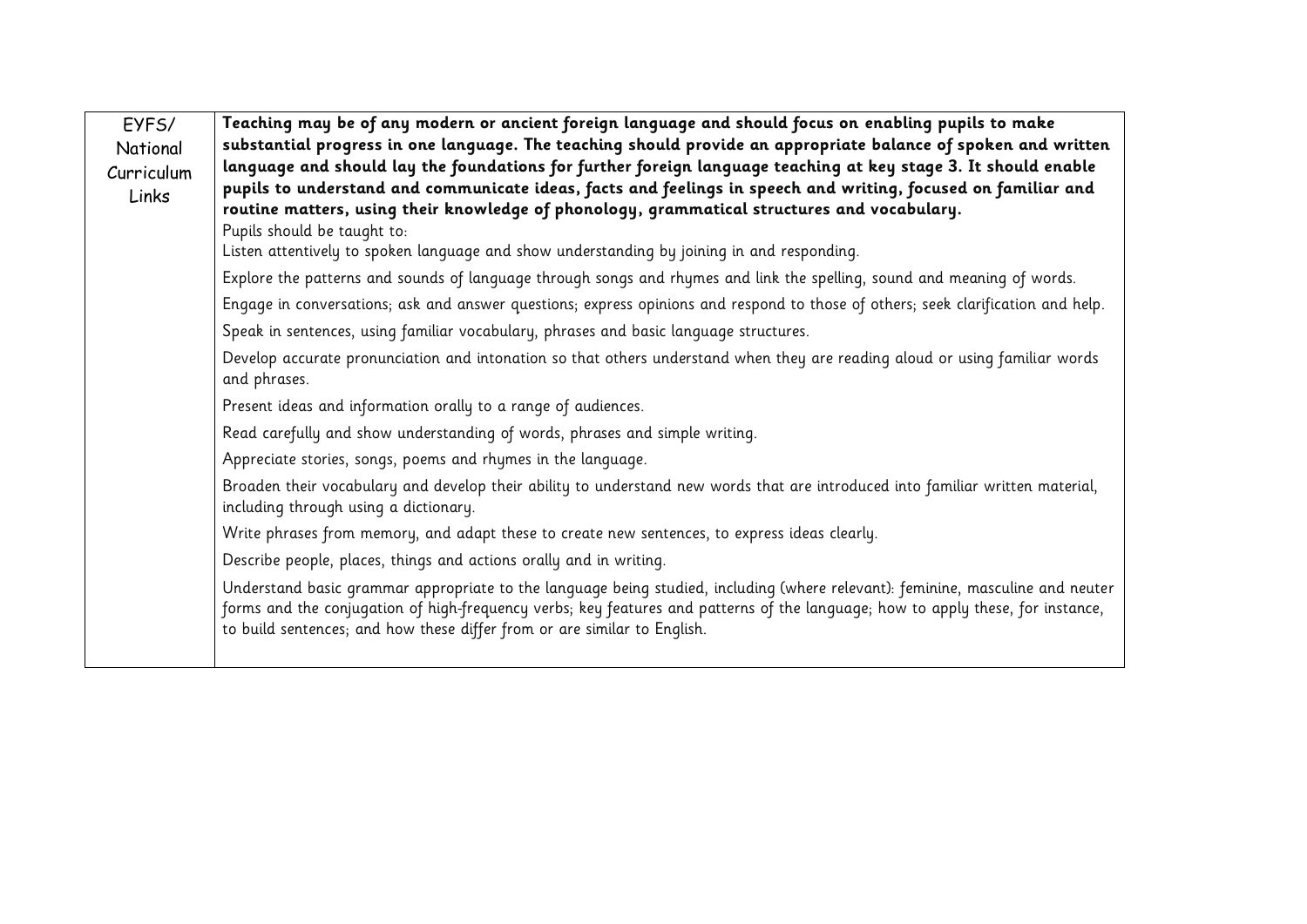| EYFS/ National Curriculum Links | **Teaching may be of any modern or ancient foreign language and should focus on enabling pupils to make substantial progress in one language. The teaching should provide an appropriate balance of spoken and written language and should lay the foundations for further foreign language teaching at key stage 3. It should enable pupils to understand and communicate ideas, facts and feelings in speech and writing, focused on familiar and routine matters, using their knowledge of phonology, grammatical structures and vocabulary.**<br>Pupils should be taught to:<br>Listen attentively to spoken language and show understanding by joining in and responding.<br>Explore the patterns and sounds of language through songs and rhymes and link the spelling, sound and meaning of words.<br>Engage in conversations; ask and answer questions; express opinions and respond to those of others; seek clarification and help.<br>Speak in sentences, using familiar vocabulary, phrases and basic language structures.<br>Develop accurate pronunciation and intonation so that others understand when they are reading aloud or using familiar words and phrases.<br>Present ideas and information orally to a range of audiences.<br>Read carefully and show understanding of words, phrases and simple writing.<br>Appreciate stories, songs, poems and rhymes in the language.<br>Broaden their vocabulary and develop their ability to understand new words that are introduced into familiar written material, including through using a dictionary.<br>Write phrases from memory, and adapt these to create new sentences, to express ideas clearly.<br>Describe people, places, things and actions orally and in writing.<br>Understand basic grammar appropriate to the language being studied, including (where relevant): feminine, masculine and neuter forms and the conjugation of high-frequency verbs; key features and patterns of the language; how to apply these, for instance, to build sentences; and how these differ from or are similar to English. |
|---|---|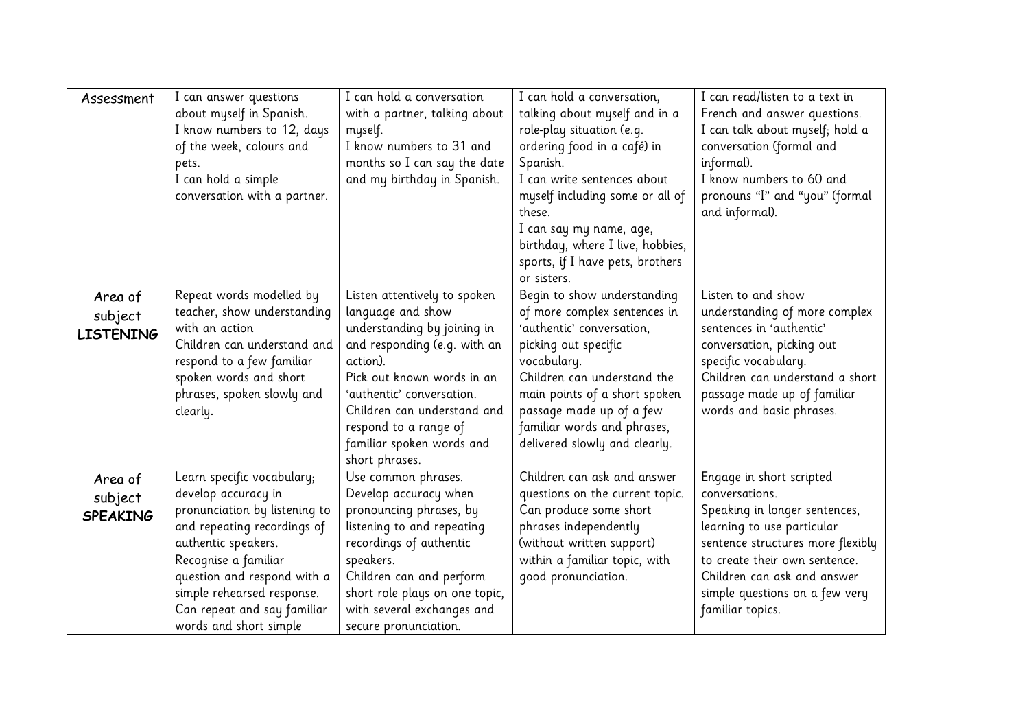| Assessment | I can answer questions about myself in Spanish. I know numbers to 12, days of the week, colours and pets. I can hold a simple conversation with a partner. | I can hold a conversation with a partner, talking about myself. I know numbers to 31 and months so I can say the date and my birthday in Spanish. | I can hold a conversation, talking about myself and in a role-play situation (e.g. ordering food in a café) in Spanish. I can write sentences about myself including some or all of these. I can say my name, age, birthday, where I live, hobbies, sports, if I have pets, brothers or sisters. | I can read/listen to a text in French and answer questions. I can talk about myself; hold a conversation (formal and informal). I know numbers to 60 and pronouns "I" and "you" (formal and informal). |
|---|---|---|---|---|
| Area of subject **LISTENING** | Repeat words modelled by teacher, show understanding with an action Children can understand and respond to a few familiar spoken words and short phrases, spoken slowly and clearly. | Listen attentively to spoken language and show understanding by joining in and responding (e.g. with an action). Pick out known words in an 'authentic' conversation. Children can understand and respond to a range of familiar spoken words and short phrases. | Begin to show understanding of more complex sentences in 'authentic' conversation, picking out specific vocabulary. Children can understand the main points of a short spoken passage made up of a few familiar words and phrases, delivered slowly and clearly. | Listen to and show understanding of more complex sentences in 'authentic' conversation, picking out specific vocabulary. Children can understand a short passage made up of familiar words and basic phrases. |
| Area of subject **SPEAKING** | Learn specific vocabulary; develop accuracy in pronunciation by listening to and repeating recordings of authentic speakers. Recognise a familiar question and respond with a simple rehearsed response. Can repeat and say familiar words and short simple | Use common phrases. Develop accuracy when pronouncing phrases, by listening to and repeating recordings of authentic speakers. Children can and perform short role plays on one topic, with several exchanges and secure pronunciation. | Children can ask and answer questions on the current topic. Can produce some short phrases independently (without written support) within a familiar topic, with good pronunciation. | Engage in short scripted conversations. Speaking in longer sentences, learning to use particular sentence structures more flexibly to create their own sentence. Children can ask and answer simple questions on a few very familiar topics. |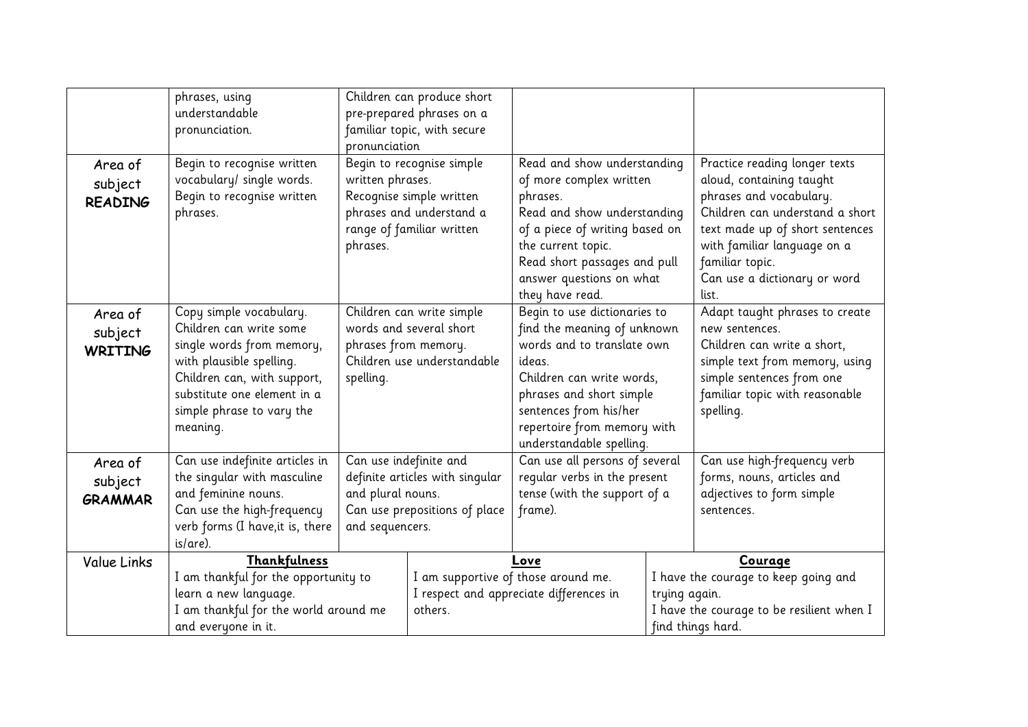| | | | | |
|---|---|---|---|---|
| | phrases, using understandable pronunciation. | Children can produce short pre-prepared phrases on a familiar topic, with secure pronunciation | | |
| Area of subject **READING** | Begin to recognise written vocabulary/ single words. Begin to recognise written phrases. | Begin to recognise simple written phrases. Recognise simple written phrases and understand a range of familiar written phrases. | Read and show understanding of more complex written phrases. Read and show understanding of a piece of writing based on the current topic. Read short passages and pull answer questions on what they have read. | Practice reading longer texts aloud, containing taught phrases and vocabulary. Children can understand a short text made up of short sentences with familiar language on a familiar topic. Can use a dictionary or word list. |
| Area of subject **WRITING** | Copy simple vocabulary. Children can write some single words from memory, with plausible spelling. Children can, with support, substitute one element in a simple phrase to vary the meaning. | Children can write simple words and several short phrases from memory. Children use understandable spelling. | Begin to use dictionaries to find the meaning of unknown words and to translate own ideas. Children can write words, phrases and short simple sentences from his/her repertoire from memory with understandable spelling. | Adapt taught phrases to create new sentences. Children can write a short, simple text from memory, using simple sentences from one familiar topic with reasonable spelling. |
| Area of subject **GRAMMAR** | Can use indefinite articles in the singular with masculine and feminine nouns. Can use the high-frequency verb forms (I have,it is, there is/are). | Can use indefinite and definite articles with singular and plural nouns. Can use prepositions of place and sequencers. | Can use all persons of several regular verbs in the present tense (with the support of a frame). | Can use high-frequency verb forms, nouns, articles and adjectives to form simple sentences. |
| Value Links | **<u>Thankfulness</u>** I am thankful for the opportunity to learn a new language. I am thankful for the world around me and everyone in it. | **<u>Love</u>** I am supportive of those around me. I respect and appreciate differences in others. | | **<u>Courage</u>** I have the courage to keep going and trying again. I have the courage to be resilient when I find things hard. |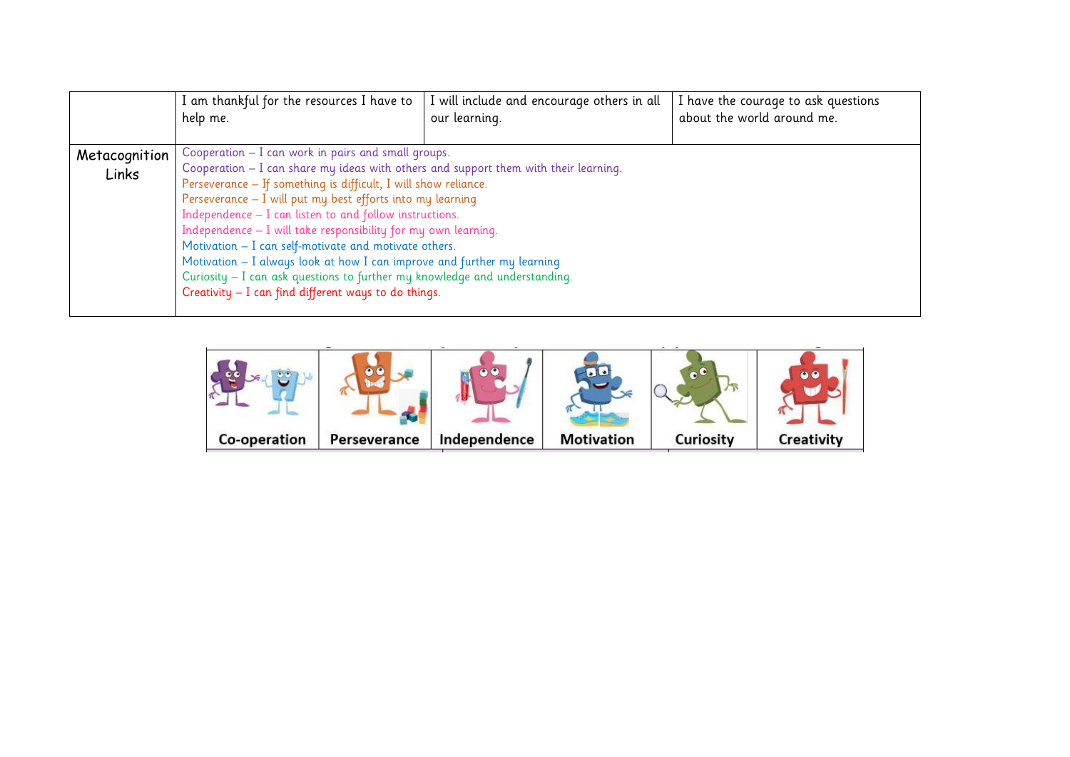| | | | |
|---|---|---|---|
| | I am thankful for the resources I have to help me. | I will include and encourage others in all our learning. | I have the courage to ask questions about the world around me. |
| Metacognition Links | Cooperation – I can work in pairs and small groups.<br>Cooperation – I can share my ideas with others and support them with their learning.<br>Perseverance – If something is difficult, I will show reliance.<br>Perseverance – I will put my best efforts into my learning<br>Independence – I can listen to and follow instructions.<br>Independence – I will take responsibility for my own learning.<br>Motivation – I can self-motivate and motivate others.<br>Motivation – I always look at how I can improve and further my learning<br>Curiosity – I can ask questions to further my knowledge and understanding.<br>Creativity – I can find different ways to do things. | | |

| | | | | | |
|---|---|---|---|---|---|
| Co-operation | Perseverance | Independence | Motivation | Curiosity | Creativity |